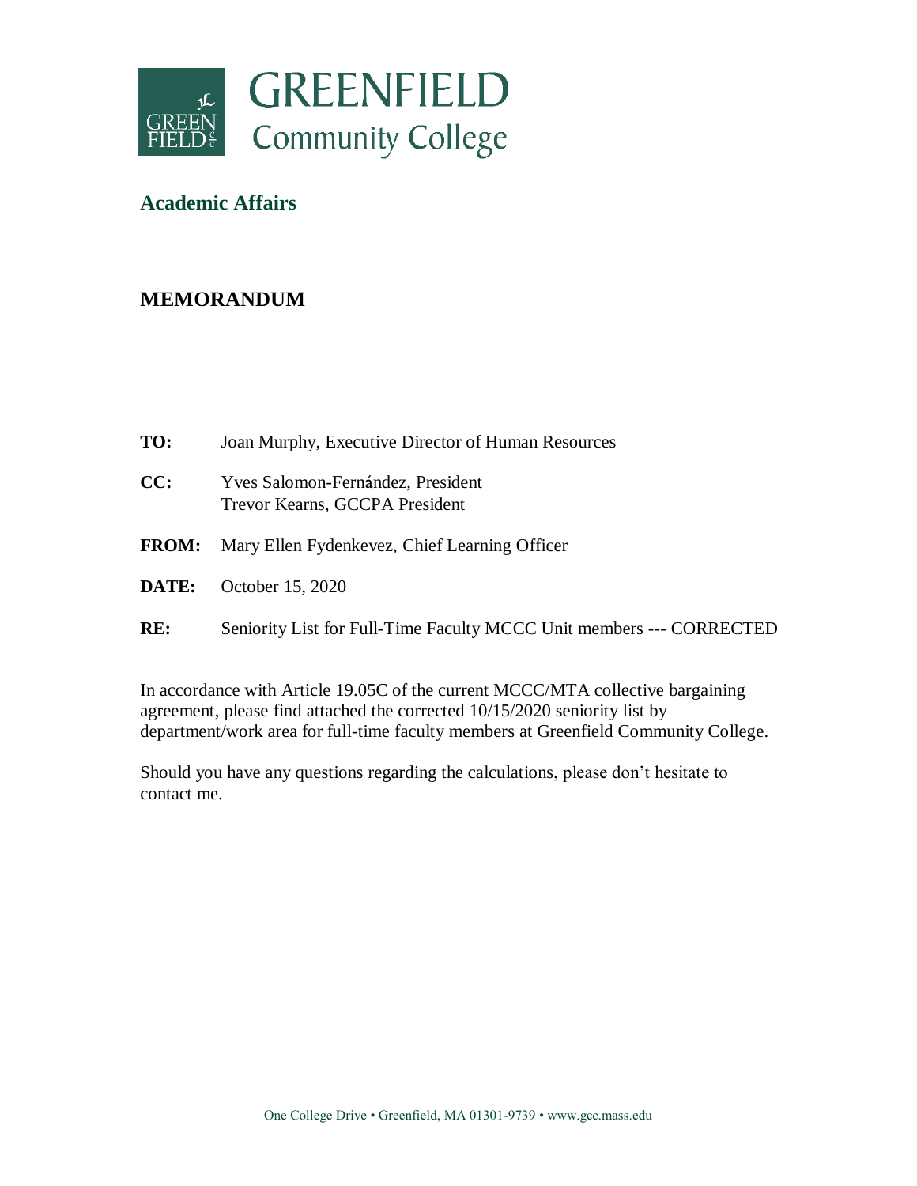# GREENFIELD Community College

## Academic Affairs

## MEMORANDUM

**TO:** Joan Murphy, Executive Director of Human Resources

**CC:** Yves Salomon-Fernández, President
Trevor Kearns, GCCPA President

**FROM:** Mary Ellen Fydenkevez, Chief Learning Officer

**DATE:** October 15, 2020

**RE:** Seniority List for Full-Time Faculty MCCC Unit members --- CORRECTED

In accordance with Article 19.05C of the current MCCC/MTA collective bargaining agreement, please find attached the corrected 10/15/2020 seniority list by department/work area for full-time faculty members at Greenfield Community College.

Should you have any questions regarding the calculations, please don't hesitate to contact me.

One College Drive • Greenfield, MA 01301-9739 • www.gcc.mass.edu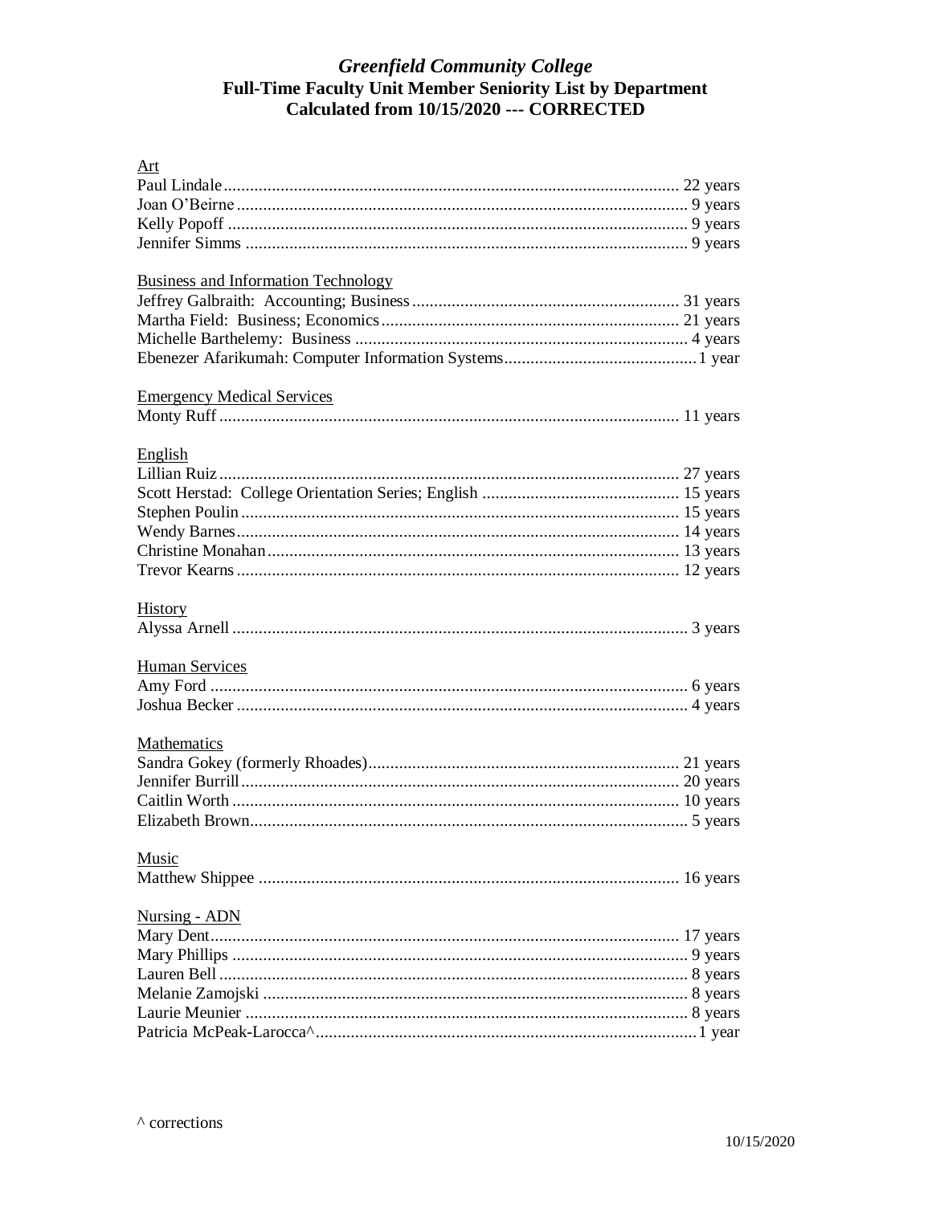# *Greenfield Community College*

## Full-Time Faculty Unit Member Seniority List by Department

## Calculated from 10/15/2020 --- CORRECTED

Art

Paul Lindale ........ 22 years
Joan O'Beirne ........ 9 years
Kelly Popoff ........ 9 years
Jennifer Simms ........ 9 years

Business and Information Technology

Jeffrey Galbraith: Accounting; Business ........ 31 years
Martha Field: Business; Economics ........ 21 years
Michelle Barthelemy: Business ........ 4 years
Ebenezer Afarikumah: Computer Information Systems ........ 1 year

Emergency Medical Services

Monty Ruff ........ 11 years

English

Lillian Ruiz ........ 27 years
Scott Herstad: College Orientation Series; English ........ 15 years
Stephen Poulin ........ 15 years
Wendy Barnes ........ 14 years
Christine Monahan ........ 13 years
Trevor Kearns ........ 12 years

History

Alyssa Arnell ........ 3 years

Human Services

Amy Ford ........ 6 years
Joshua Becker ........ 4 years

Mathematics

Sandra Gokey (formerly Rhoades) ........ 21 years
Jennifer Burrill ........ 20 years
Caitlin Worth ........ 10 years
Elizabeth Brown ........ 5 years

Music

Matthew Shippee ........ 16 years

Nursing - ADN

Mary Dent ........ 17 years
Mary Phillips ........ 9 years
Lauren Bell ........ 8 years
Melanie Zamojski ........ 8 years
Laurie Meunier ........ 8 years
Patricia McPeak-Larocca^ ........ 1 year

^ corrections

10/15/2020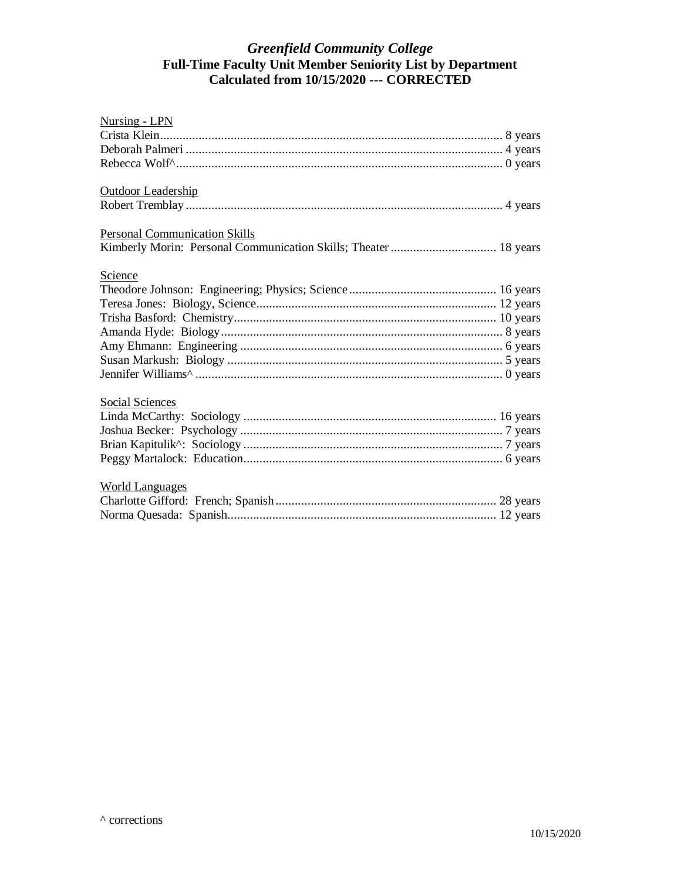# *Greenfield Community College*

**Full-Time Faculty Unit Member Seniority List by Department**
**Calculated from 10/15/2020 --- CORRECTED**

<u>Nursing - LPN</u>

Crista Klein........................................................................................................ 8 years
Deborah Palmeri ................................................................................................ 4 years
Rebecca Wolf^................................................................................................... 0 years

<u>Outdoor Leadership</u>

Robert Tremblay ................................................................................................. 4 years

<u>Personal Communication Skills</u>

Kimberly Morin: Personal Communication Skills; Theater ................................. 18 years

<u>Science</u>

Theodore Johnson: Engineering; Physics; Science .............................................. 16 years
Teresa Jones: Biology, Science........................................................................... 12 years
Trisha Basford: Chemistry.................................................................................. 10 years
Amanda Hyde: Biology........................................................................................ 8 years
Amy Ehmann: Engineering .................................................................................. 6 years
Susan Markush: Biology ...................................................................................... 5 years
Jennifer Williams^ ................................................................................................ 0 years

<u>Social Sciences</u>

Linda McCarthy: Sociology ................................................................................ 16 years
Joshua Becker: Psychology .................................................................................. 7 years
Brian Kapitulik^: Sociology ................................................................................. 7 years
Peggy Martalock: Education................................................................................. 6 years

<u>World Languages</u>

Charlotte Gifford: French; Spanish ..................................................................... 28 years
Norma Quesada: Spanish.................................................................................... 12 years

^ corrections

10/15/2020